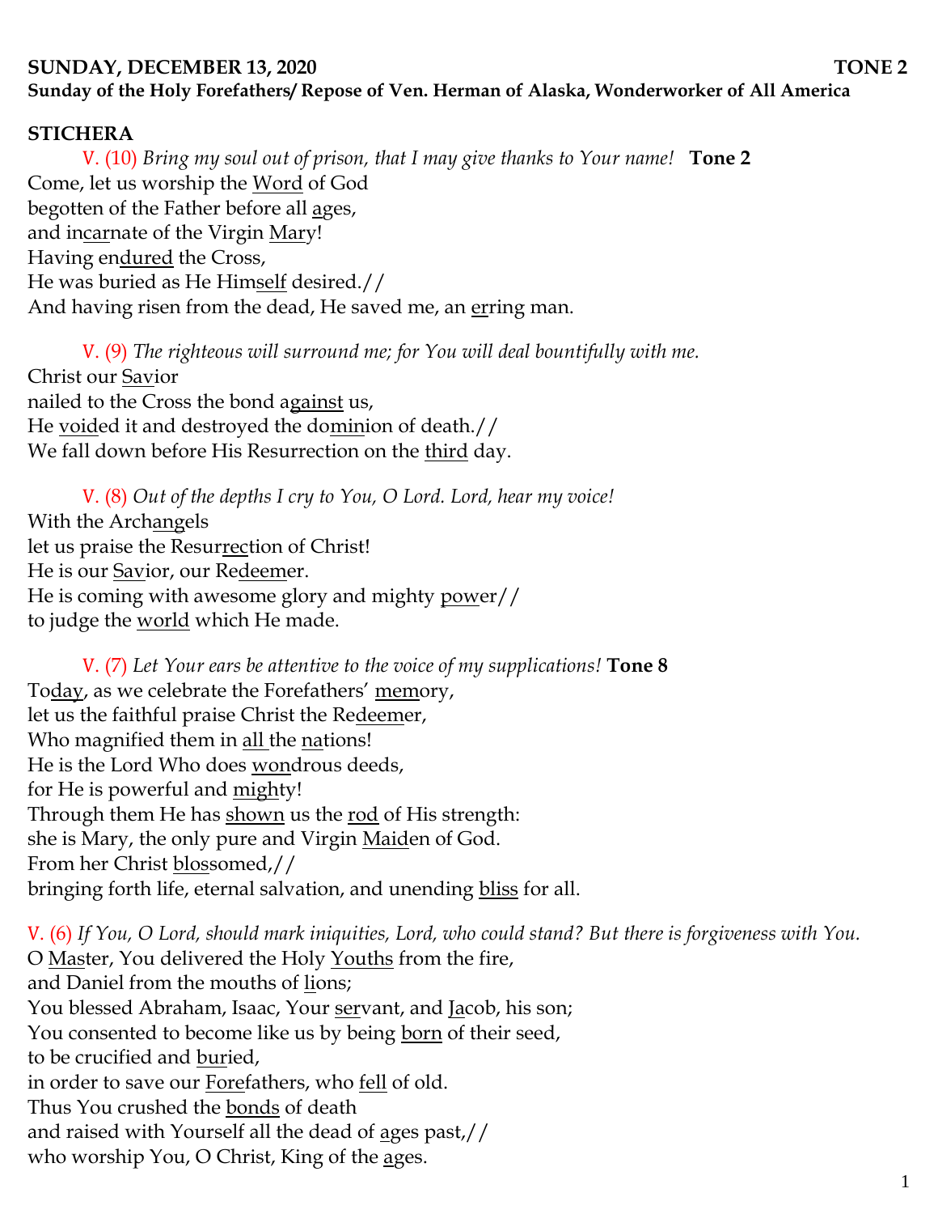**SUNDAY, DECEMBER 13, 2020 TONE 2**

**Sunday of the Holy Forefathers/ Repose of Ven. Herman of Alaska, Wonderworker of All America**

**STICHERA**

V. (10) *Bring my soul out of prison, that I may give thanks to Your name!* **Tone 2**

Come, let us worship the <u>Word</u> of God
begotten of the Father before all <u>ag</u>es,
and in<u>car</u>nate of the Virgin <u>Mar</u>y!
Having en<u>dured</u> the Cross,
He was buried as He Him<u>self</u> desired.//
And having risen from the dead, He saved me, an <u>er</u>ring man.

V. (9) *The righteous will surround me; for You will deal bountifully with me.*

Christ our <u>Sav</u>ior
nailed to the Cross the bond a<u>gainst</u> us,
He <u>void</u>ed it and destroyed the do<u>min</u>ion of death.//
We fall down before His Resurrection on the <u>third</u> day.

V. (8) *Out of the depths I cry to You, O Lord. Lord, hear my voice!*

With the Arch<u>an</u>gels
let us praise the Resur<u>rec</u>tion of Christ!
He is our <u>Sav</u>ior, our Re<u>deem</u>er.
He is coming with awesome glory and mighty <u>pow</u>er//
to judge the <u>world</u> which He made.

V. (7) *Let Your ears be attentive to the voice of my supplications!* **Tone 8**

To<u>day</u>, as we celebrate the Forefathers' <u>mem</u>ory,
let us the faithful praise Christ the Re<u>deem</u>er,
Who magnified them in <u>all</u> the <u>na</u>tions!
He is the Lord Who does <u>won</u>drous deeds,
for He is powerful and <u>migh</u>ty!
Through them He has <u>shown</u> us the <u>rod</u> of His strength:
she is Mary, the only pure and Virgin <u>Maid</u>en of God.
From her Christ <u>blos</u>somed,//
bringing forth life, eternal salvation, and unending <u>bliss</u> for all.

V. (6) *If You, O Lord, should mark iniquities, Lord, who could stand? But there is forgiveness with You.*

O <u>Mas</u>ter, You delivered the Holy <u>Youths</u> from the fire,
and Daniel from the mouths of <u>li</u>ons;
You blessed Abraham, Isaac, Your <u>ser</u>vant, and <u>Ja</u>cob, his son;
You consented to become like us by being <u>born</u> of their seed,
to be crucified and <u>bur</u>ied,
in order to save our <u>Fore</u>fathers, who <u>fell</u> of old.
Thus You crushed the <u>bonds</u> of death
and raised with Yourself all the dead of <u>a</u>ges past,//
who worship You, O Christ, King of the <u>a</u>ges.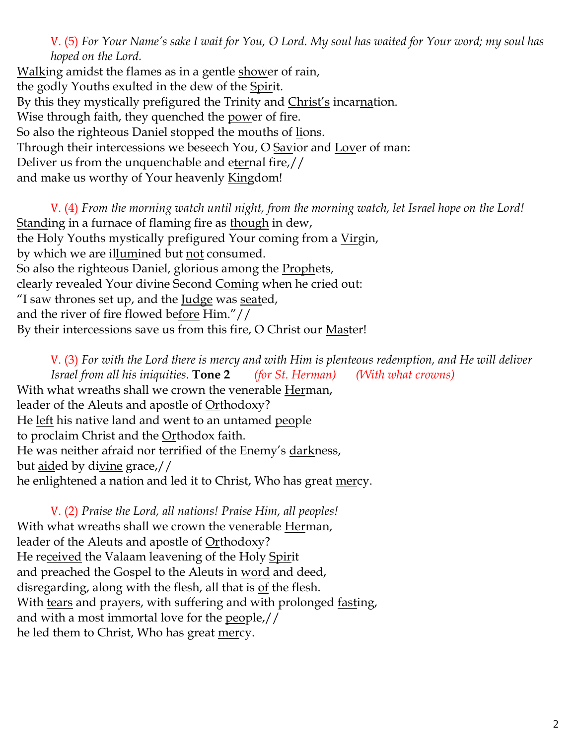V. (5) *For Your Name's sake I wait for You, O Lord. My soul has waited for Your word; my soul has hoped on the Lord.*

<u>Walk</u>ing amidst the flames as in a gentle <u>show</u>er of rain,
the godly Youths exulted in the dew of the <u>Spir</u>it.
By this they mystically prefigured the Trinity and <u>Christ's</u> incar<u>na</u>tion.
Wise through faith, they quenched the <u>pow</u>er of fire.
So also the righteous Daniel stopped the mouths of <u>li</u>ons.
Through their intercessions we beseech You, O <u>Sav</u>ior and <u>Lov</u>er of man:
Deliver us from the unquenchable and e<u>ter</u>nal fire,//
and make us worthy of Your heavenly <u>King</u>dom!

V. (4) *From the morning watch until night, from the morning watch, let Israel hope on the Lord!*

<u>Stand</u>ing in a furnace of flaming fire as <u>though</u> in dew,
the Holy Youths mystically prefigured Your coming from a <u>Vir</u>gin,
by which we are il<u>lum</u>ined but <u>not</u> consumed.
So also the righteous Daniel, glorious among the <u>Proph</u>ets,
clearly revealed Your divine Second <u>Com</u>ing when he cried out:
"I saw thrones set up, and the <u>Judge</u> was <u>seat</u>ed,
and the river of fire flowed be<u>fore</u> Him."//
By their intercessions save us from this fire, O Christ our <u>Mas</u>ter!

V. (3) *For with the Lord there is mercy and with Him is plenteous redemption, and He will deliver Israel from all his iniquities.* **Tone 2** *(for St. Herman)* *(With what crowns)*

With what wreaths shall we crown the venerable <u>Her</u>man,
leader of the Aleuts and apostle of <u>Or</u>thodoxy?
He <u>left</u> his native land and went to an untamed <u>peo</u>ple
to proclaim Christ and the <u>Or</u>thodox faith.
He was neither afraid nor terrified of the Enemy's <u>dark</u>ness,
but <u>aid</u>ed by di<u>vine</u> grace,//
he enlightened a nation and led it to Christ, Who has great <u>mer</u>cy.

V. (2) *Praise the Lord, all nations! Praise Him, all peoples!*

With what wreaths shall we crown the venerable <u>Her</u>man,
leader of the Aleuts and apostle of <u>Or</u>thodoxy?
He re<u>ceived</u> the Valaam leavening of the Holy <u>Spir</u>it
and preached the Gospel to the Aleuts in <u>word</u> and deed,
disregarding, along with the flesh, all that is <u>of</u> the flesh.
With <u>tears</u> and prayers, with suffering and with prolonged <u>fast</u>ing,
and with a most immortal love for the <u>peo</u>ple,//
he led them to Christ, Who has great <u>mer</u>cy.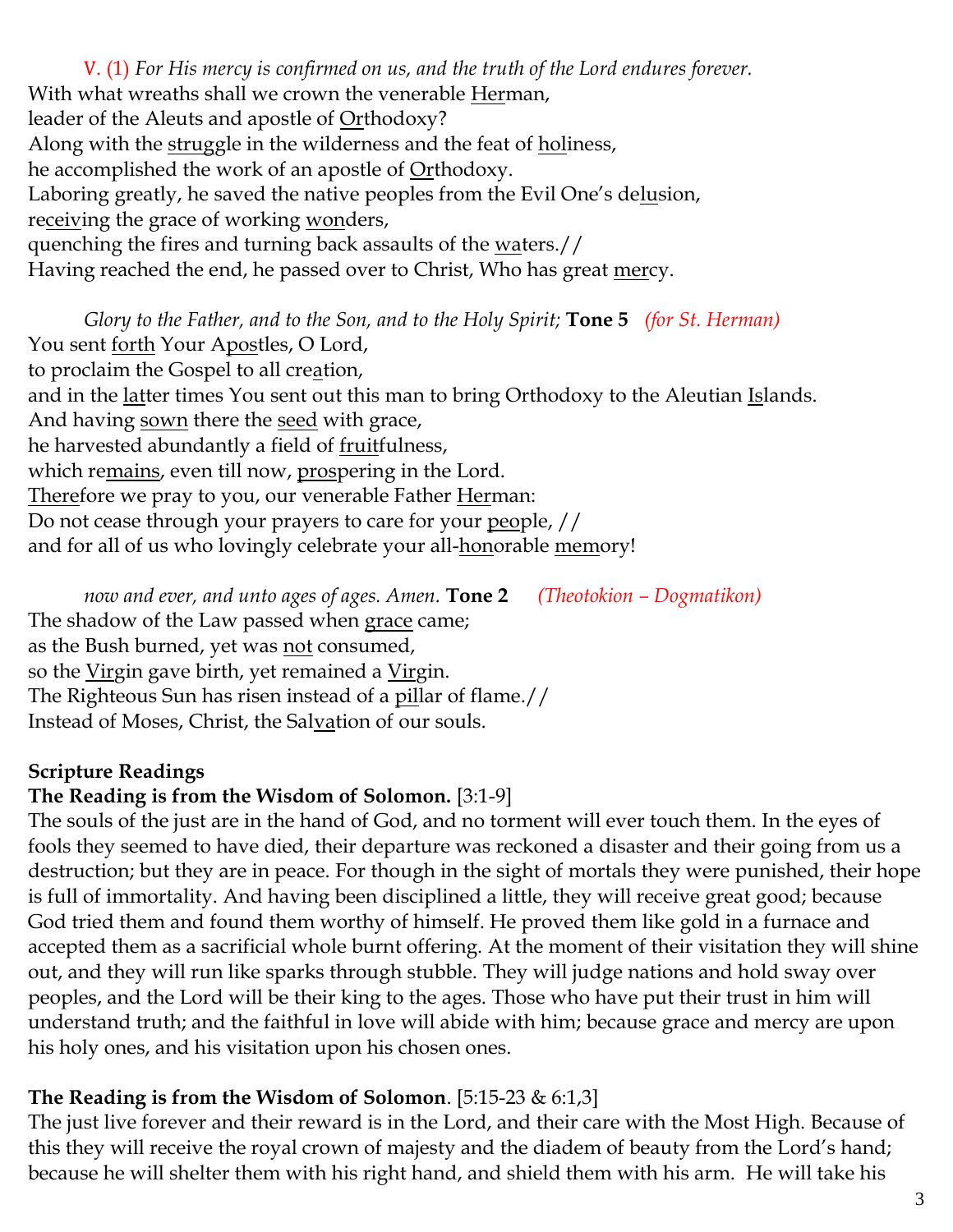V. (1) *For His mercy is confirmed on us, and the truth of the Lord endures forever.*
With what wreaths shall we crown the venerable <u>Her</u>man,
leader of the Aleuts and apostle of <u>Or</u>thodoxy?
Along with the <u>strug</u>gle in the wilderness and the feat of <u>ho</u>liness,
he accomplished the work of an apostle of <u>Or</u>thodoxy.
Laboring greatly, he saved the native peoples from the Evil One's de<u>lu</u>sion,
re<u>ceiv</u>ing the grace of working <u>won</u>ders,
quenching the fires and turning back assaults of the <u>wa</u>ters.//
Having reached the end, he passed over to Christ, Who has great <u>mer</u>cy.

*Glory to the Father, and to the Son, and to the Holy Spirit;* **Tone 5** *(for St. Herman)*
You sent <u>forth</u> Your A<u>pos</u>tles, O Lord,
to proclaim the Gospel to all cre<u>a</u>tion,
and in the <u>lat</u>ter times You sent out this man to bring Orthodoxy to the Aleutian <u>Is</u>lands.
And having <u>sown</u> there the <u>seed</u> with grace,
he harvested abundantly a field of <u>fruit</u>fulness,
which re<u>mains</u>, even till now, <u>pros</u>pering in the Lord.
<u>There</u>fore we pray to you, our venerable Father <u>Her</u>man:
Do not cease through your prayers to care for your <u>peo</u>ple, //
and for all of us who lovingly celebrate your all-<u>hon</u>orable <u>mem</u>ory!

*now and ever, and unto ages of ages. Amen.* **Tone 2** *(Theotokion – Dogmatikon)*
The shadow of the Law passed when <u>grace</u> came;
as the Bush burned, yet was <u>not</u> consumed,
so the <u>Vir</u>gin gave birth, yet remained a <u>Vir</u>gin.
The Righteous Sun has risen instead of a <u>pil</u>lar of flame.//
Instead of Moses, Christ, the Sal<u>va</u>tion of our souls.

**Scripture Readings**

**The Reading is from the Wisdom of Solomon.** [3:1-9]
The souls of the just are in the hand of God, and no torment will ever touch them. In the eyes of fools they seemed to have died, their departure was reckoned a disaster and their going from us a destruction; but they are in peace. For though in the sight of mortals they were punished, their hope is full of immortality. And having been disciplined a little, they will receive great good; because God tried them and found them worthy of himself. He proved them like gold in a furnace and accepted them as a sacrificial whole burnt offering. At the moment of their visitation they will shine out, and they will run like sparks through stubble. They will judge nations and hold sway over peoples, and the Lord will be their king to the ages. Those who have put their trust in him will understand truth; and the faithful in love will abide with him; because grace and mercy are upon his holy ones, and his visitation upon his chosen ones.

**The Reading is from the Wisdom of Solomon**. [5:15-23 & 6:1,3]
The just live forever and their reward is in the Lord, and their care with the Most High. Because of this they will receive the royal crown of majesty and the diadem of beauty from the Lord's hand; because he will shelter them with his right hand, and shield them with his arm. He will take his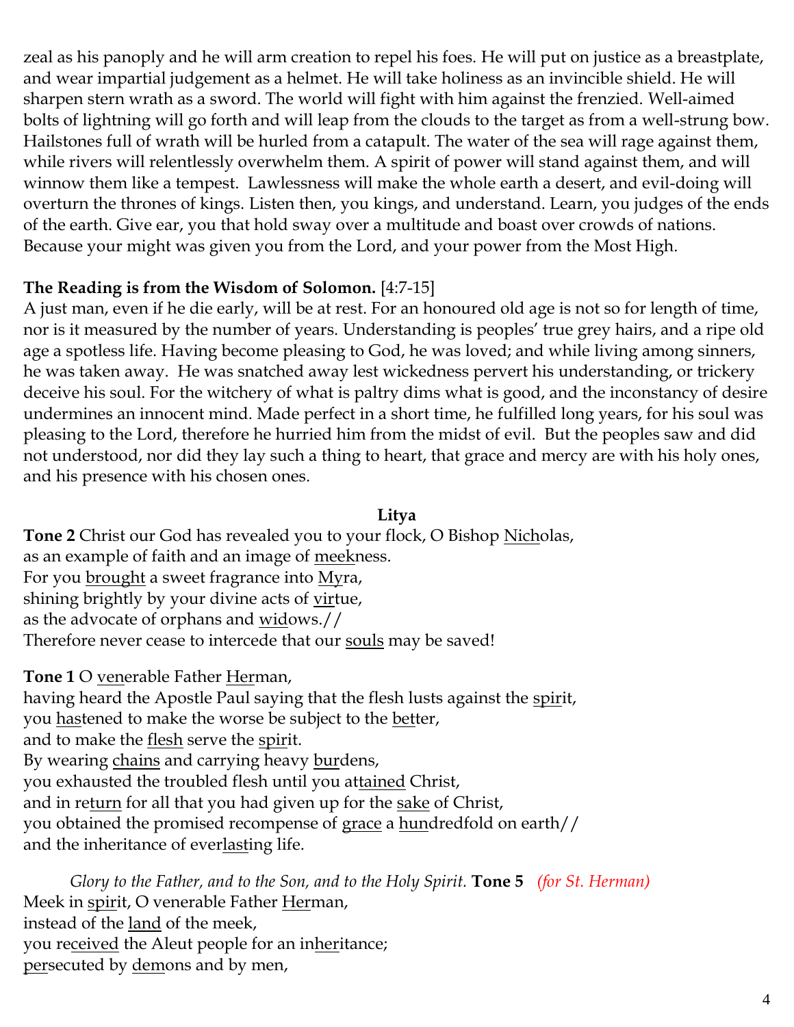zeal as his panoply and he will arm creation to repel his foes. He will put on justice as a breastplate, and wear impartial judgement as a helmet. He will take holiness as an invincible shield. He will sharpen stern wrath as a sword. The world will fight with him against the frenzied. Well-aimed bolts of lightning will go forth and will leap from the clouds to the target as from a well-strung bow. Hailstones full of wrath will be hurled from a catapult. The water of the sea will rage against them, while rivers will relentlessly overwhelm them. A spirit of power will stand against them, and will winnow them like a tempest. Lawlessness will make the whole earth a desert, and evil-doing will overturn the thrones of kings. Listen then, you kings, and understand. Learn, you judges of the ends of the earth. Give ear, you that hold sway over a multitude and boast over crowds of nations. Because your might was given you from the Lord, and your power from the Most High.

**The Reading is from the Wisdom of Solomon.** [4:7-15]
A just man, even if he die early, will be at rest. For an honoured old age is not so for length of time, nor is it measured by the number of years. Understanding is peoples' true grey hairs, and a ripe old age a spotless life. Having become pleasing to God, he was loved; and while living among sinners, he was taken away. He was snatched away lest wickedness pervert his understanding, or trickery deceive his soul. For the witchery of what is paltry dims what is good, and the inconstancy of desire undermines an innocent mind. Made perfect in a short time, he fulfilled long years, for his soul was pleasing to the Lord, therefore he hurried him from the midst of evil. But the peoples saw and did not understood, nor did they lay such a thing to heart, that grace and mercy are with his holy ones, and his presence with his chosen ones.

**Litya**

**Tone 2** Christ our God has revealed you to your flock, O Bishop <u>Nich</u>olas,
as an example of faith and an image of <u>meek</u>ness.
For you <u>brought</u> a sweet fragrance into <u>My</u>ra,
shining brightly by your divine acts of <u>vir</u>tue,
as the advocate of orphans and <u>wid</u>ows.//
Therefore never cease to intercede that our <u>souls</u> may be saved!

**Tone 1** O <u>ven</u>erable Father <u>Her</u>man,
having heard the Apostle Paul saying that the flesh lusts against the <u>spir</u>it,
you <u>has</u>tened to make the worse be subject to the <u>bet</u>ter,
and to make the <u>flesh</u> serve the <u>spir</u>it.
By wearing <u>chains</u> and carrying heavy <u>bur</u>dens,
you exhausted the troubled flesh until you at<u>tained</u> Christ,
and in re<u>turn</u> for all that you had given up for the <u>sake</u> of Christ,
you obtained the promised recompense of <u>grace</u> a <u>hun</u>dredfold on earth//
and the inheritance of ever<u>last</u>ing life.

*Glory to the Father, and to the Son, and to the Holy Spirit.* **Tone 5** *(for St. Herman)*
Meek in <u>spir</u>it, O venerable Father <u>Her</u>man,
instead of the <u>land</u> of the meek,
you re<u>ceived</u> the Aleut people for an in<u>her</u>itance;
<u>per</u>secuted by <u>dem</u>ons and by men,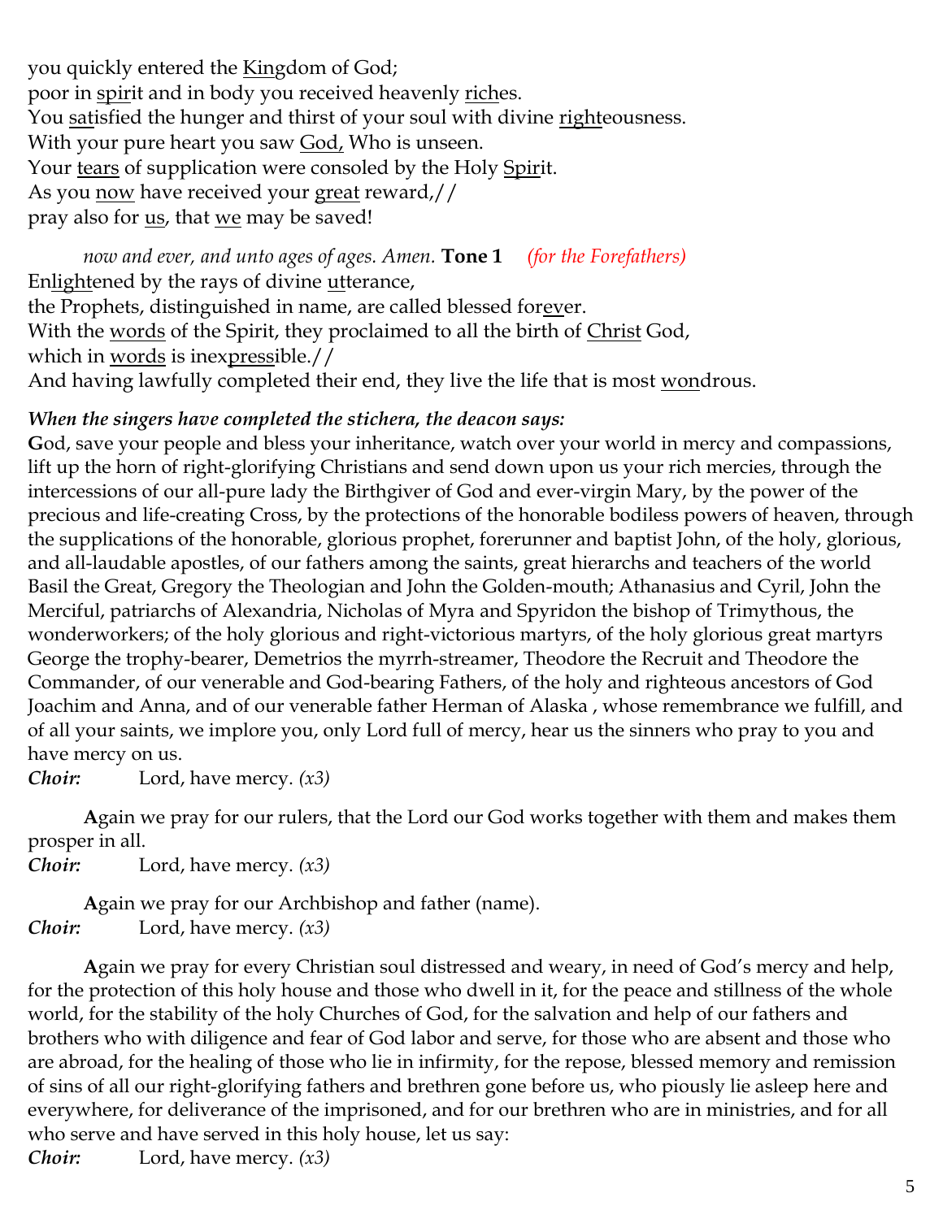you quickly entered the <u>Kin</u>gdom of God;
poor in <u>spiri</u>t and in body you received heavenly <u>rich</u>es.
You <u>sat</u>isfied the hunger and thirst of your soul with divine <u>right</u>eousness.
With your pure heart you saw <u>God,</u> Who is unseen.
Your <u>tears</u> of supplication were consoled by the Holy <u>Spiri</u>t.
As you <u>now</u> have received your <u>great</u> reward,//
pray also for <u>us</u>, that <u>we</u> may be saved!

*now and ever, and unto ages of ages. Amen.* **Tone 1** *(for the Forefathers)*
En<u>light</u>ened by the rays of divine <u>ut</u>terance,
the Prophets, distinguished in name, are called blessed for<u>ev</u>er.
With the <u>words</u> of the Spirit, they proclaimed to all the birth of <u>Christ</u> God,
which in <u>words</u> is inex<u>press</u>ible.//
And having lawfully completed their end, they live the life that is most <u>won</u>drous.

***When the singers have completed the stichera, the deacon says:***
**G**od, save your people and bless your inheritance, watch over your world in mercy and compassions, lift up the horn of right-glorifying Christians and send down upon us your rich mercies, through the intercessions of our all-pure lady the Birthgiver of God and ever-virgin Mary, by the power of the precious and life-creating Cross, by the protections of the honorable bodiless powers of heaven, through the supplications of the honorable, glorious prophet, forerunner and baptist John, of the holy, glorious, and all-laudable apostles, of our fathers among the saints, great hierarchs and teachers of the world Basil the Great, Gregory the Theologian and John the Golden-mouth; Athanasius and Cyril, John the Merciful, patriarchs of Alexandria, Nicholas of Myra and Spyridon the bishop of Trimythous, the wonderworkers; of the holy glorious and right-victorious martyrs, of the holy glorious great martyrs George the trophy-bearer, Demetrios the myrrh-streamer, Theodore the Recruit and Theodore the Commander, of our venerable and God-bearing Fathers, of the holy and righteous ancestors of God Joachim and Anna, and of our venerable father Herman of Alaska , whose remembrance we fulfill, and of all your saints, we implore you, only Lord full of mercy, hear us the sinners who pray to you and have mercy on us.
***Choir:*** Lord, have mercy. *(x3)*

**A**gain we pray for our rulers, that the Lord our God works together with them and makes them prosper in all.
***Choir:*** Lord, have mercy. *(x3)*

**A**gain we pray for our Archbishop and father (name).
***Choir:*** Lord, have mercy. *(x3)*

**A**gain we pray for every Christian soul distressed and weary, in need of God's mercy and help, for the protection of this holy house and those who dwell in it, for the peace and stillness of the whole world, for the stability of the holy Churches of God, for the salvation and help of our fathers and brothers who with diligence and fear of God labor and serve, for those who are absent and those who are abroad, for the healing of those who lie in infirmity, for the repose, blessed memory and remission of sins of all our right-glorifying fathers and brethren gone before us, who piously lie asleep here and everywhere, for deliverance of the imprisoned, and for our brethren who are in ministries, and for all who serve and have served in this holy house, let us say:
***Choir:*** Lord, have mercy. *(x3)*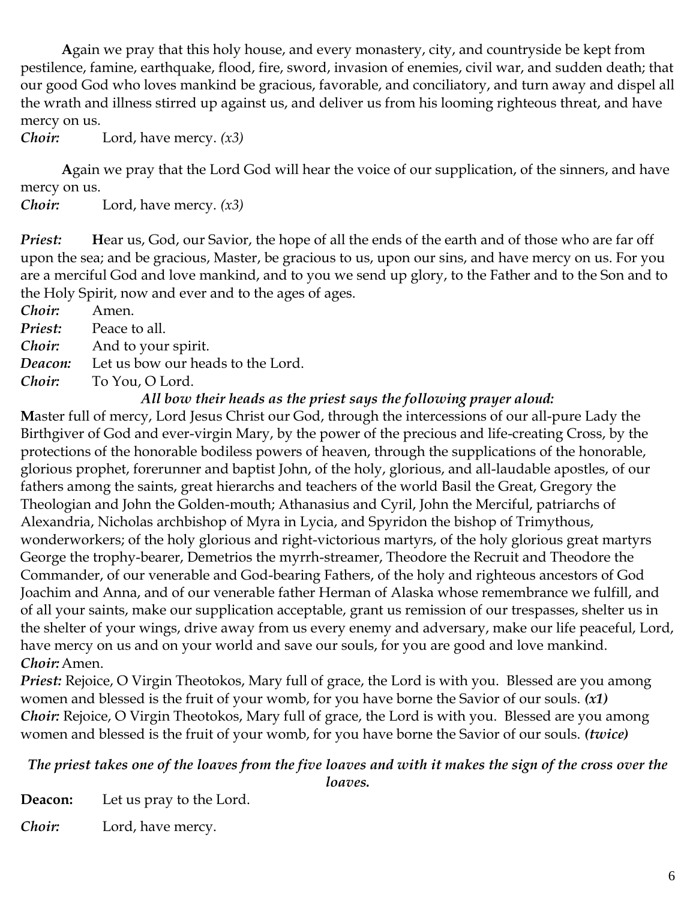**A**gain we pray that this holy house, and every monastery, city, and countryside be kept from pestilence, famine, earthquake, flood, fire, sword, invasion of enemies, civil war, and sudden death; that our good God who loves mankind be gracious, favorable, and conciliatory, and turn away and dispel all the wrath and illness stirred up against us, and deliver us from his looming righteous threat, and have mercy on us.

***Choir:*** Lord, have mercy. *(x3)*

**A**gain we pray that the Lord God will hear the voice of our supplication, of the sinners, and have mercy on us.

***Choir:*** Lord, have mercy. *(x3)*

***Priest:*** **H**ear us, God, our Savior, the hope of all the ends of the earth and of those who are far off upon the sea; and be gracious, Master, be gracious to us, upon our sins, and have mercy on us. For you are a merciful God and love mankind, and to you we send up glory, to the Father and to the Son and to the Holy Spirit, now and ever and to the ages of ages.

***Choir:*** Amen.

***Priest:*** Peace to all.

***Choir:*** And to your spirit.

***Deacon:*** Let us bow our heads to the Lord.

***Choir:*** To You, O Lord.

***All bow their heads as the priest says the following prayer aloud:***

**M**aster full of mercy, Lord Jesus Christ our God, through the intercessions of our all-pure Lady the Birthgiver of God and ever-virgin Mary, by the power of the precious and life-creating Cross, by the protections of the honorable bodiless powers of heaven, through the supplications of the honorable, glorious prophet, forerunner and baptist John, of the holy, glorious, and all-laudable apostles, of our fathers among the saints, great hierarchs and teachers of the world Basil the Great, Gregory the Theologian and John the Golden-mouth; Athanasius and Cyril, John the Merciful, patriarchs of Alexandria, Nicholas archbishop of Myra in Lycia, and Spyridon the bishop of Trimythous, wonderworkers; of the holy glorious and right-victorious martyrs, of the holy glorious great martyrs George the trophy-bearer, Demetrios the myrrh-streamer, Theodore the Recruit and Theodore the Commander, of our venerable and God-bearing Fathers, of the holy and righteous ancestors of God Joachim and Anna, and of our venerable father Herman of Alaska whose remembrance we fulfill, and of all your saints, make our supplication acceptable, grant us remission of our trespasses, shelter us in the shelter of your wings, drive away from us every enemy and adversary, make our life peaceful, Lord, have mercy on us and on your world and save our souls, for you are good and love mankind.

***Choir:*** Amen.

***Priest:*** Rejoice, O Virgin Theotokos, Mary full of grace, the Lord is with you. Blessed are you among women and blessed is the fruit of your womb, for you have borne the Savior of our souls. ***(x1)***

***Choir:*** Rejoice, O Virgin Theotokos, Mary full of grace, the Lord is with you. Blessed are you among women and blessed is the fruit of your womb, for you have borne the Savior of our souls. ***(twice)***

***The priest takes one of the loaves from the five loaves and with it makes the sign of the cross over the loaves.***

**Deacon:** Let us pray to the Lord.

***Choir:*** Lord, have mercy.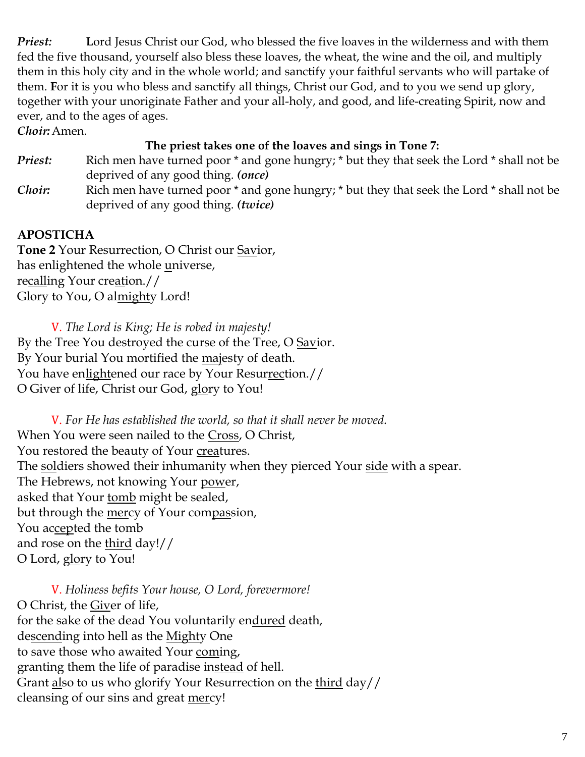***Priest:*** **L**ord Jesus Christ our God, who blessed the five loaves in the wilderness and with them fed the five thousand, yourself also bless these loaves, the wheat, the wine and the oil, and multiply them in this holy city and in the whole world; and sanctify your faithful servants who will partake of them. **F**or it is you who bless and sanctify all things, Christ our God, and to you we send up glory, together with your unoriginate Father and your all-holy, and good, and life-creating Spirit, now and ever, and to the ages of ages.

***Choir:*** Amen.

**The priest takes one of the loaves and sings in Tone 7:**

***Priest:*** Rich men have turned poor * and gone hungry; * but they that seek the Lord * shall not be deprived of any good thing. ***(once)***

***Choir:*** Rich men have turned poor * and gone hungry; * but they that seek the Lord * shall not be deprived of any good thing. ***(twice)***

**APOSTICHA**

**Tone 2** Your Resurrection, O Christ our <u>Sav</u>ior,
has enlightened the whole <u>u</u>niverse,
re<u>call</u>ing Your cre<u>at</u>ion.//
Glory to You, O al<u>mighty</u> Lord!

V. *The Lord is King; He is robed in majesty!*

By the Tree You destroyed the curse of the Tree, O <u>Sav</u>ior.
By Your burial You mortified the <u>ma</u>jesty of death.
You have en<u>light</u>ened our race by Your Resur<u>rec</u>tion.//
O Giver of life, Christ our God, <u>glo</u>ry to You!

V. *For He has established the world, so that it shall never be moved.*

When You were seen nailed to the <u>Cross</u>, O Christ,
You restored the beauty of Your <u>crea</u>tures.
The <u>sol</u>diers showed their inhumanity when they pierced Your <u>side</u> with a spear.
The Hebrews, not knowing Your <u>pow</u>er,
asked that Your <u>tomb</u> might be sealed,
but through the <u>mer</u>cy of Your com<u>pas</u>sion,
You ac<u>cep</u>ted the tomb
and rose on the <u>third</u> day!//
O Lord, <u>glo</u>ry to You!

V. *Holiness befits Your house, O Lord, forevermore!*

O Christ, the <u>Giv</u>er of life,
for the sake of the dead You voluntarily en<u>dured</u> death,
de<u>scend</u>ing into hell as the <u>Might</u>y One
to save those who awaited Your <u>com</u>ing,
granting them the life of paradise in<u>stead</u> of hell.
Grant <u>al</u>so to us who glorify Your Resurrection on the <u>third</u> day//
cleansing of our sins and great <u>mer</u>cy!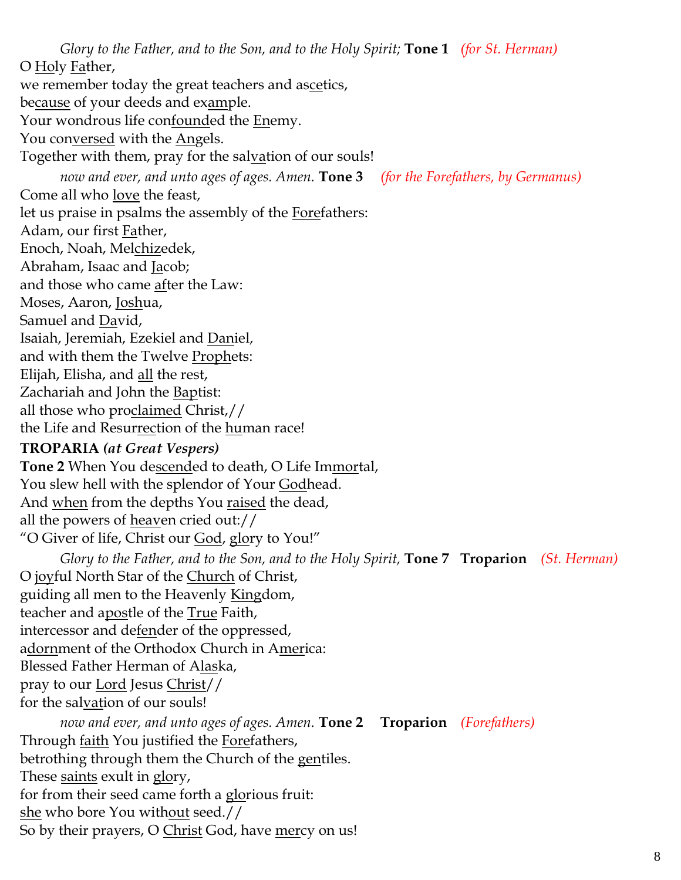*Glory to the Father, and to the Son, and to the Holy Spirit;* **Tone 1** *(for St. Herman)*
O <u>Hol</u>y <u>Fa</u>ther,
we remember today the great teachers and as<u>ce</u>tics,
be<u>cause</u> of your deeds and ex<u>am</u>ple.
Your wondrous life con<u>found</u>ed the <u>En</u>emy.
You con<u>versed</u> with the <u>An</u>gels.
Together with them, pray for the sal<u>va</u>tion of our souls!

*now and ever, and unto ages of ages. Amen.* **Tone 3** *(for the Forefathers, by Germanus)*
Come all who <u>love</u> the feast,
let us praise in psalms the assembly of the <u>Fore</u>fathers:
Adam, our first <u>Fa</u>ther,
Enoch, Noah, Mel<u>chiz</u>edek,
Abraham, Isaac and <u>Ja</u>cob;
and those who came <u>af</u>ter the Law:
Moses, Aaron, <u>Josh</u>ua,
Samuel and <u>Da</u>vid,
Isaiah, Jeremiah, Ezekiel and <u>Dan</u>iel,
and with them the Twelve <u>Proph</u>ets:
Elijah, Elisha, and <u>all</u> the rest,
Zachariah and John the <u>Bap</u>tist:
all those who pro<u>claimed</u> Christ,//
the Life and Resur<u>rec</u>tion of the <u>hu</u>man race!

**TROPARIA *(at Great Vespers)***

**Tone 2** When You de<u>scend</u>ed to death, O Life Im<u>mor</u>tal,
You slew hell with the splendor of Your <u>God</u>head.
And <u>when</u> from the depths You <u>raised</u> the dead,
all the powers of <u>heav</u>en cried out://
"O Giver of life, Christ our <u>God</u>, <u>glo</u>ry to You!"

*Glory to the Father, and to the Son, and to the Holy Spirit,* **Tone 7 Troparion** *(St. Herman)*
O <u>joy</u>ful North Star of the <u>Church</u> of Christ,
guiding all men to the Heavenly <u>King</u>dom,
teacher and a<u>pos</u>tle of the <u>True</u> Faith,
intercessor and de<u>fen</u>der of the oppressed,
a<u>dorn</u>ment of the Orthodox Church in A<u>mer</u>ica:
Blessed Father Herman of A<u>las</u>ka,
pray to our <u>Lord</u> Jesus <u>Christ</u>//
for the sal<u>va</u>tion of our souls!

*now and ever, and unto ages of ages. Amen.* **Tone 2 Troparion** *(Forefathers)*
Through <u>faith</u> You justified the <u>Fore</u>fathers,
betrothing through them the Church of the <u>gen</u>tiles.
These <u>saints</u> exult in <u>glo</u>ry,
for from their seed came forth a <u>glo</u>rious fruit:
<u>she</u> who bore You with<u>out</u> seed.//
So by their prayers, O <u>Christ</u> God, have <u>mer</u>cy on us!